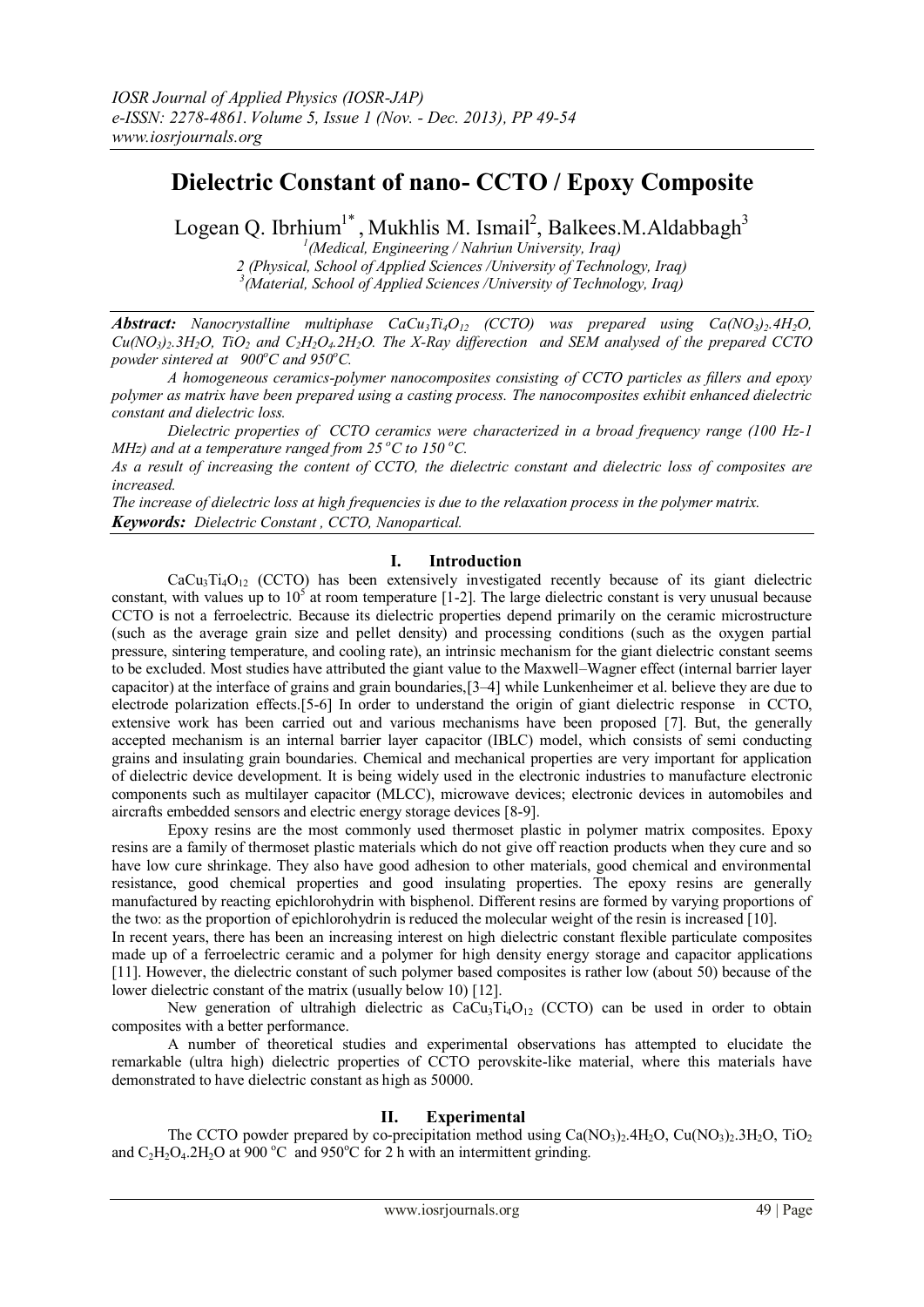# Dielectric Constant of nano- CCTO / Epoxy Composite

Logean Q. Ibrhium[1*], Mukhlis M. Ismail[2], Balkees.M.Aldabbagh[3]

[1](Medical, Engineering / Nahriun University, Iraq)
2 (Physical, School of Applied Sciences /University of Technology, Iraq)
[3](Material, School of Applied Sciences /University of Technology, Iraq)

***Abstract:*** *Nanocrystalline multiphase $CaCu_3Ti_4O_{12}$ (CCTO) was prepared using $Ca(NO_3)_2.4H_2O$, $Cu(NO_3)_2.3H_2O$, $TiO_2$ and $C_2H_2O_4.2H_2O$. The X-Ray differection and SEM analysed of the prepared CCTO powder sintered at 900$^o$C and 950$^o$C.*

*A homogeneous ceramics-polymer nanocomposites consisting of CCTO particles as fillers and epoxy polymer as matrix have been prepared using a casting process. The nanocomposites exhibit enhanced dielectric constant and dielectric loss.*

*Dielectric properties of CCTO ceramics were characterized in a broad frequency range (100 Hz-1 MHz) and at a temperature ranged from 25 $^o$C to 150 $^o$C.*

*As a result of increasing the content of CCTO, the dielectric constant and dielectric loss of composites are increased.*

*The increase of dielectric loss at high frequencies is due to the relaxation process in the polymer matrix.*

***Keywords:*** *Dielectric Constant , CCTO, Nanopartical.*

## I. Introduction

$CaCu_3Ti_4O_{12}$ (CCTO) has been extensively investigated recently because of its giant dielectric constant, with values up to $10^5$ at room temperature [1-2]. The large dielectric constant is very unusual because CCTO is not a ferroelectric. Because its dielectric properties depend primarily on the ceramic microstructure (such as the average grain size and pellet density) and processing conditions (such as the oxygen partial pressure, sintering temperature, and cooling rate), an intrinsic mechanism for the giant dielectric constant seems to be excluded. Most studies have attributed the giant value to the Maxwell–Wagner effect (internal barrier layer capacitor) at the interface of grains and grain boundaries,[3–4] while Lunkenheimer et al. believe they are due to electrode polarization effects.[5-6] In order to understand the origin of giant dielectric response in CCTO, extensive work has been carried out and various mechanisms have been proposed [7]. But, the generally accepted mechanism is an internal barrier layer capacitor (IBLC) model, which consists of semi conducting grains and insulating grain boundaries. Chemical and mechanical properties are very important for application of dielectric device development. It is being widely used in the electronic industries to manufacture electronic components such as multilayer capacitor (MLCC), microwave devices; electronic devices in automobiles and aircrafts embedded sensors and electric energy storage devices [8-9].

Epoxy resins are the most commonly used thermoset plastic in polymer matrix composites. Epoxy resins are a family of thermoset plastic materials which do not give off reaction products when they cure and so have low cure shrinkage. They also have good adhesion to other materials, good chemical and environmental resistance, good chemical properties and good insulating properties. The epoxy resins are generally manufactured by reacting epichlorohydrin with bisphenol. Different resins are formed by varying proportions of the two: as the proportion of epichlorohydrin is reduced the molecular weight of the resin is increased [10].

In recent years, there has been an increasing interest on high dielectric constant flexible particulate composites made up of a ferroelectric ceramic and a polymer for high density energy storage and capacitor applications [11]. However, the dielectric constant of such polymer based composites is rather low (about 50) because of the lower dielectric constant of the matrix (usually below 10) [12].

New generation of ultrahigh dielectric as $CaCu_3Ti_4O_{12}$ (CCTO) can be used in order to obtain composites with a better performance.

A number of theoretical studies and experimental observations has attempted to elucidate the remarkable (ultra high) dielectric properties of CCTO perovskite-like material, where this materials have demonstrated to have dielectric constant as high as 50000.

## II. Experimental

The CCTO powder prepared by co-precipitation method using $Ca(NO_3)_2.4H_2O$, $Cu(NO_3)_2.3H_2O$, $TiO_2$ and $C_2H_2O_4.2H_2O$ at 900 $^o$C and 950$^o$C for 2 h with an intermittent grinding.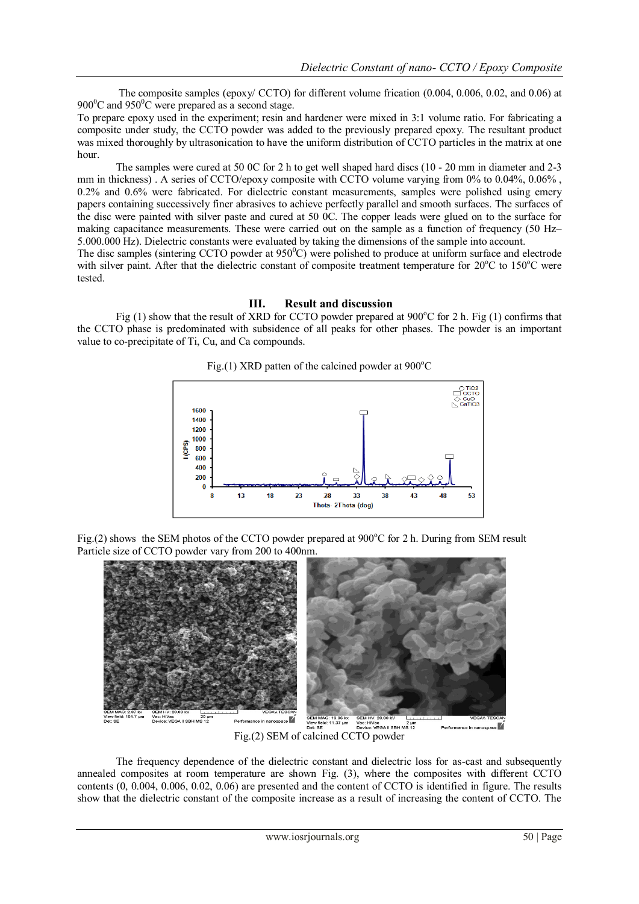The composite samples (epoxy/ CCTO) for different volume frication (0.004, 0.006, 0.02, and 0.06) at $900^0$C and $950^0$C were prepared as a second stage.

To prepare epoxy used in the experiment; resin and hardener were mixed in 3:1 volume ratio. For fabricating a composite under study, the CCTO powder was added to the previously prepared epoxy. The resultant product was mixed thoroughly by ultrasonication to have the uniform distribution of CCTO particles in the matrix at one hour.

The samples were cured at 50 0C for 2 h to get well shaped hard discs (10 - 20 mm in diameter and 2-3 mm in thickness) . A series of CCTO/epoxy composite with CCTO volume varying from 0% to 0.04%, 0.06% , 0.2% and 0.6% were fabricated. For dielectric constant measurements, samples were polished using emery papers containing successively finer abrasives to achieve perfectly parallel and smooth surfaces. The surfaces of the disc were painted with silver paste and cured at 50 0C. The copper leads were glued on to the surface for making capacitance measurements. These were carried out on the sample as a function of frequency (50 Hz– 5.000.000 Hz). Dielectric constants were evaluated by taking the dimensions of the sample into account.

The disc samples (sintering CCTO powder at $950^0$C) were polished to produce at uniform surface and electrode with silver paint. After that the dielectric constant of composite treatment temperature for 20°C to 150°C were tested.

## III. Result and discussion

Fig (1) show that the result of XRD for CCTO powder prepared at 900°C for 2 h. Fig (1) confirms that the CCTO phase is predominated with subsidence of all peaks for other phases. The powder is an important value to co-precipitate of Ti, Cu, and Ca compounds.

Fig.(1) XRD patten of the calcined powder at 900°C

TiO2
CCTO
CuO
CaTiO3

1600
1400
1200
1000
800
600
400
200
0

I (CPS)

8 13 18 23 28 33 38 43 48 53

Theta- 2Theta (deg)

Fig.(2) shows the SEM photos of the CCTO powder prepared at 900°C for 2 h. During from SEM result Particle size of CCTO powder vary from 200 to 400nm.

SEM MAG: 2.07 kx SEM HV: 20.00 kV
View field: 104.7 µm Vac: HiVac 20 µm
Det: SE Device: VEGA II SBH MS 12
VEGA\\ TESCAN
Performance in nanospace

SEM MAG: 19.06 kx SEM HV: 20.00 kV
View field: 11.37 µm Vac: HiVac 2 µm
Det: SE Device: VEGA II SBH MS 12
VEGA\\ TESCAN
Performance in nanospace

Fig.(2) SEM of calcined CCTO powder

The frequency dependence of the dielectric constant and dielectric loss for as-cast and subsequently annealed composites at room temperature are shown Fig. (3), where the composites with different CCTO contents (0, 0.004, 0.006, 0.02, 0.06) are presented and the content of CCTO is identified in figure. The results show that the dielectric constant of the composite increase as a result of increasing the content of CCTO. The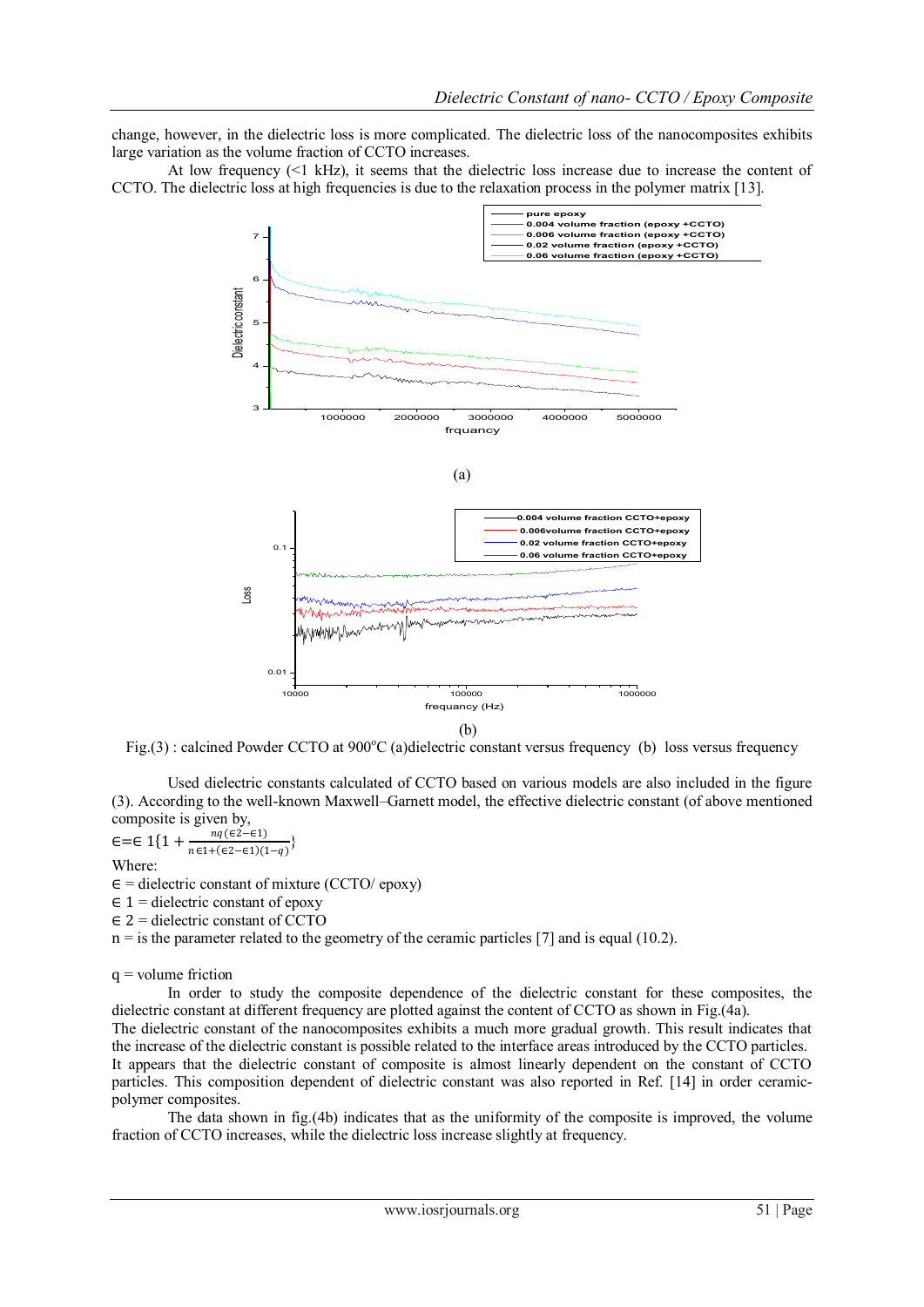change, however, in the dielectric loss is more complicated. The dielectric loss of the nanocomposites exhibits large variation as the volume fraction of CCTO increases.

At low frequency (<1 kHz), it seems that the dielectric loss increase due to increase the content of CCTO. The dielectric loss at high frequencies is due to the relaxation process in the polymer matrix [13].

pure epoxy
0.004 volume fraction (epoxy +CCTO)
0.006 volume fraction (epoxy +CCTO)
0.02 volume fraction (epoxy +CCTO)
0.06 volume fraction (epoxy +CCTO)

Dielectric constant

3
4
5
6
7

1000000
2000000
3000000
4000000
5000000

frquancy

(a)

0.004 volume fraction CCTO+epoxy
0.006volume fraction CCTO+epoxy
0.02 volume fraction CCTO+epoxy
0.06 volume fraction CCTO+epoxy

Loss

0.01
0.1

10000
100000
1000000

frequancy (Hz)

(b)

Fig.(3) : calcined Powder CCTO at 900°C (a)dielectric constant versus frequency (b) loss versus frequency

Used dielectric constants calculated of CCTO based on various models are also included in the figure (3). According to the well-known Maxwell–Garnett model, the effective dielectric constant (of above mentioned composite is given by,

$$\epsilon = \epsilon 1\{1 + \frac{nq(\epsilon 2 - \epsilon 1)}{n\epsilon 1 + (\epsilon 2 - \epsilon 1)(1-q)}\}$$

Where:

$\epsilon$ = dielectric constant of mixture (CCTO/ epoxy)

$\epsilon 1$ = dielectric constant of epoxy

$\epsilon 2$ = dielectric constant of CCTO

n = is the parameter related to the geometry of the ceramic particles [7] and is equal (10.2).

q = volume friction

In order to study the composite dependence of the dielectric constant for these composites, the dielectric constant at different frequency are plotted against the content of CCTO as shown in Fig.(4a).

The dielectric constant of the nanocomposites exhibits a much more gradual growth. This result indicates that the increase of the dielectric constant is possible related to the interface areas introduced by the CCTO particles. It appears that the dielectric constant of composite is almost linearly dependent on the constant of CCTO particles. This composition dependent of dielectric constant was also reported in Ref. [14] in order ceramic-polymer composites.

The data shown in fig.(4b) indicates that as the uniformity of the composite is improved, the volume fraction of CCTO increases, while the dielectric loss increase slightly at frequency.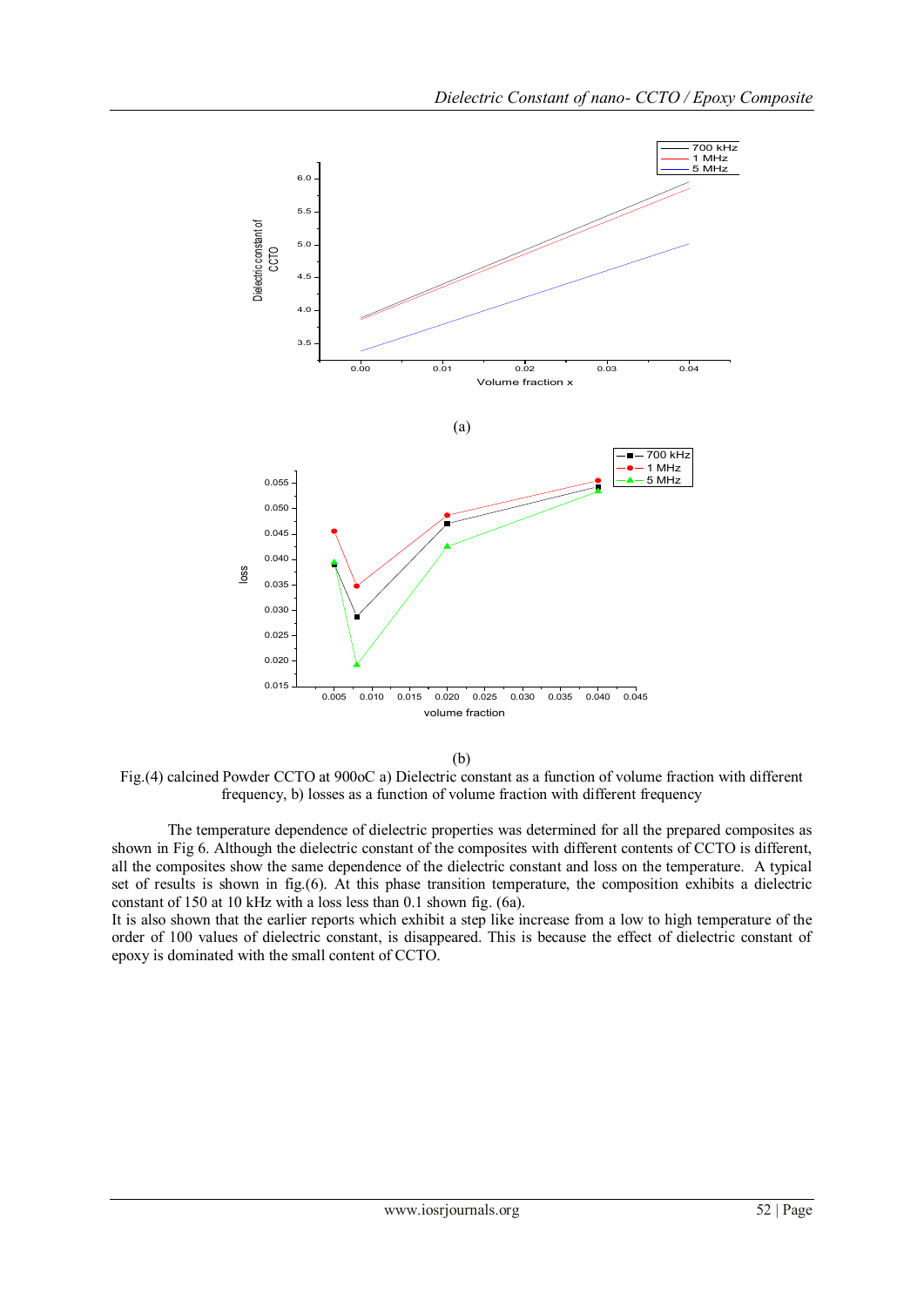700 kHz
1 MHz
5 MHz

Dielectric constant of CCTO

6.0
5.5
5.0
4.5
4.0
3.5

0.00 0.01 0.02 0.03 0.04

Volume fraction x

(a)

700 kHz
1 MHz
5 MHz

loss

0.055
0.050
0.045
0.040
0.035
0.030
0.025
0.020
0.015

0.005 0.010 0.015 0.020 0.025 0.030 0.035 0.040 0.045

volume fraction

(b)

Fig.(4) calcined Powder CCTO at 900oC a) Dielectric constant as a function of volume fraction with different frequency, b) losses as a function of volume fraction with different frequency

The temperature dependence of dielectric properties was determined for all the prepared composites as shown in Fig 6. Although the dielectric constant of the composites with different contents of CCTO is different, all the composites show the same dependence of the dielectric constant and loss on the temperature. A typical set of results is shown in fig.(6). At this phase transition temperature, the composition exhibits a dielectric constant of 150 at 10 kHz with a loss less than 0.1 shown fig. (6a).

It is also shown that the earlier reports which exhibit a step like increase from a low to high temperature of the order of 100 values of dielectric constant, is disappeared. This is because the effect of dielectric constant of epoxy is dominated with the small content of CCTO.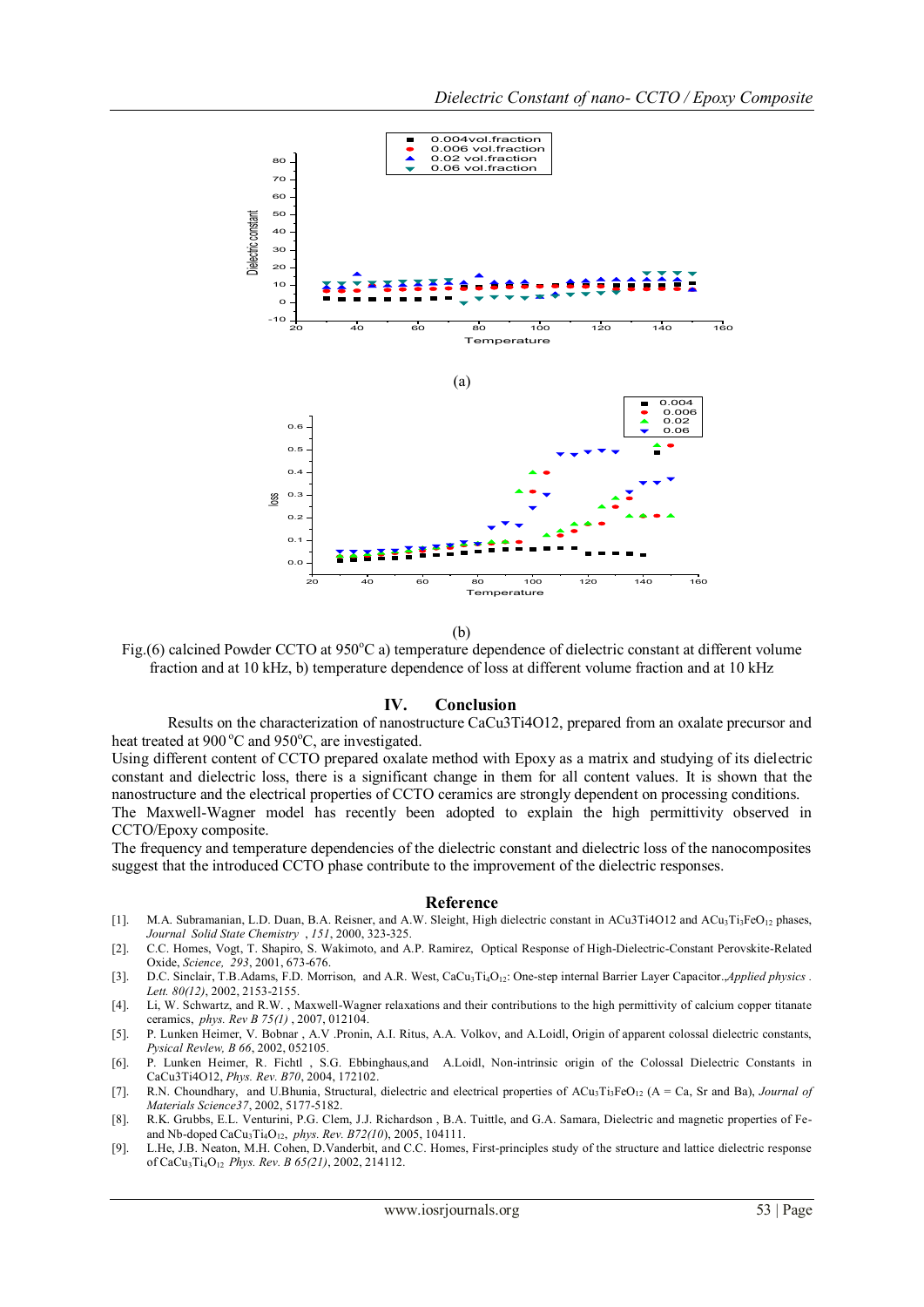0.004vol.fraction
0.006 vol.fraction
0.02 vol.fraction
0.06 vol.fraction

Dielectric constant

80
70
60
50
40
30
20
10
0
-10

20 40 60 80 100 120 140 160

Temperature

(a)

0.004
0.006
0.02
0.06

loss

0.6
0.5
0.4
0.3
0.2
0.1
0.0

20 40 60 80 100 120 140 160

Temperature

(b)

Fig.(6) calcined Powder CCTO at 950°C a) temperature dependence of dielectric constant at different volume fraction and at 10 kHz, b) temperature dependence of loss at different volume fraction and at 10 kHz

## IV. Conclusion

Results on the characterization of nanostructure CaCu3Ti4O12, prepared from an oxalate precursor and heat treated at 900 °C and 950°C, are investigated.

Using different content of CCTO prepared oxalate method with Epoxy as a matrix and studying of its dielectric constant and dielectric loss, there is a significant change in them for all content values. It is shown that the nanostructure and the electrical properties of CCTO ceramics are strongly dependent on processing conditions.

The Maxwell-Wagner model has recently been adopted to explain the high permittivity observed in CCTO/Epoxy composite.

The frequency and temperature dependencies of the dielectric constant and dielectric loss of the nanocomposites suggest that the introduced CCTO phase contribute to the improvement of the dielectric responses.

## Reference

[1]. M.A. Subramanian, L.D. Duan, B.A. Reisner, and A.W. Sleight, High dielectric constant in ACu3Ti4O12 and $ACu_3Ti_3FeO_{12}$ phases, *Journal Solid State Chemistry* , *151*, 2000, 323-325.

[2]. C.C. Homes, Vogt, T. Shapiro, S. Wakimoto, and A.P. Ramirez, Optical Response of High-Dielectric-Constant Perovskite-Related Oxide, *Science, 293*, 2001, 673-676.

[3]. D.C. Sinclair, T.B.Adams, F.D. Morrison, and A.R. West, $CaCu_3Ti_4O_{12}$: One-step internal Barrier Layer Capacitor.,*Applied physics . Lett. 80(12)*, 2002, 2153-2155.

[4]. Li, W. Schwartz, and R.W. , Maxwell-Wagner relaxations and their contributions to the high permittivity of calcium copper titanate ceramics, *phys. Rev B 75(1)* , 2007, 012104.

[5]. P. Lunken Heimer, V. Bobnar , A.V .Pronin, A.I. Ritus, A.A. Volkov, and A.Loidl, Origin of apparent colossal dielectric constants, *Pysical Revlew, B 66*, 2002, 052105.

[6]. P. Lunken Heimer, R. Fichtl , S.G. Ebbinghaus,and A.Loidl, Non-intrinsic origin of the Colossal Dielectric Constants in CaCu3Ti4O12, *Phys. Rev. B70*, 2004, 172102.

[7]. R.N. Choundhary, and U.Bhunia, Structural, dielectric and electrical properties of $ACu_3Ti_3FeO_{12}$ (A = Ca, Sr and Ba), *Journal of Materials Science37*, 2002, 5177-5182.

[8]. R.K. Grubbs, E.L. Venturini, P.G. Clem, J.J. Richardson , B.A. Tuittle, and G.A. Samara, Dielectric and magnetic properties of Fe- and Nb-doped $CaCu_3Ti_4O_{12}$, *phys. Rev. B72(10)*, 2005, 104111.

[9]. L.He, J.B. Neaton, M.H. Cohen, D.Vanderbit, and C.C. Homes, First-principles study of the structure and lattice dielectric response of $CaCu_3Ti_4O_{12}$ *Phys. Rev. B 65(21)*, 2002, 214112.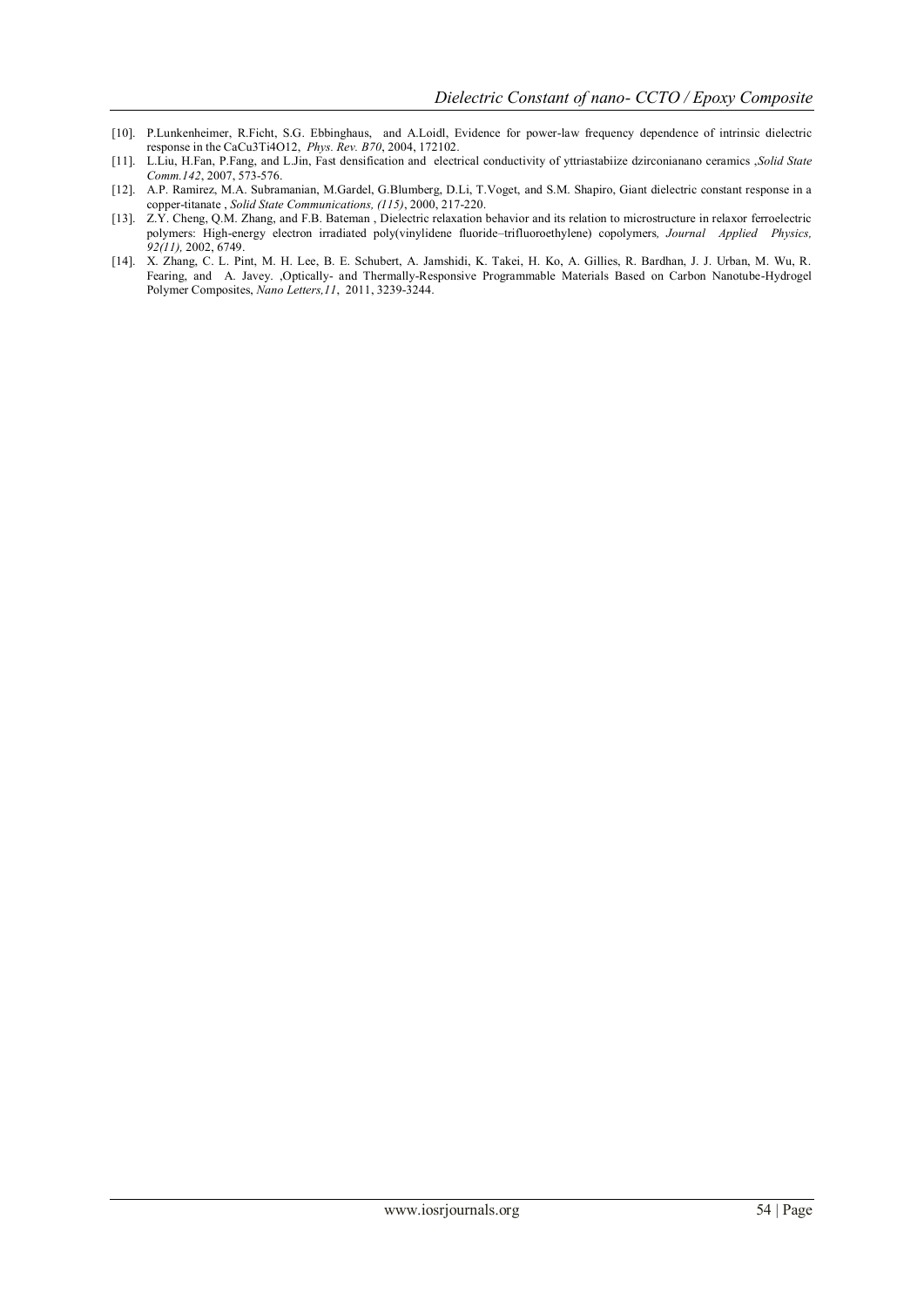[10]. P.Lunkenheimer, R.Ficht, S.G. Ebbinghaus, and A.Loidl, Evidence for power-law frequency dependence of intrinsic dielectric response in the CaCu3Ti4O12, *Phys. Rev. B70*, 2004, 172102.

[11]. L.Liu, H.Fan, P.Fang, and L.Jin, Fast densification and electrical conductivity of yttriastabiize dzirconianano ceramics ,*Solid State Comm.142*, 2007, 573-576.

[12]. A.P. Ramirez, M.A. Subramanian, M.Gardel, G.Blumberg, D.Li, T.Voget, and S.M. Shapiro, Giant dielectric constant response in a copper-titanate , *Solid State Communications, (115)*, 2000, 217-220.

[13]. Z.Y. Cheng, Q.M. Zhang, and F.B. Bateman , Dielectric relaxation behavior and its relation to microstructure in relaxor ferroelectric polymers: High-energy electron irradiated poly(vinylidene fluoride–trifluoroethylene) copolymers*, Journal Applied Physics, 92(11),* 2002, 6749.

[14]. X. Zhang, C. L. Pint, M. H. Lee, B. E. Schubert, A. Jamshidi, K. Takei, H. Ko, A. Gillies, R. Bardhan, J. J. Urban, M. Wu, R. Fearing, and A. Javey. ,Optically- and Thermally-Responsive Programmable Materials Based on Carbon Nanotube-Hydrogel Polymer Composites, *Nano Letters,11*, 2011, 3239-3244.